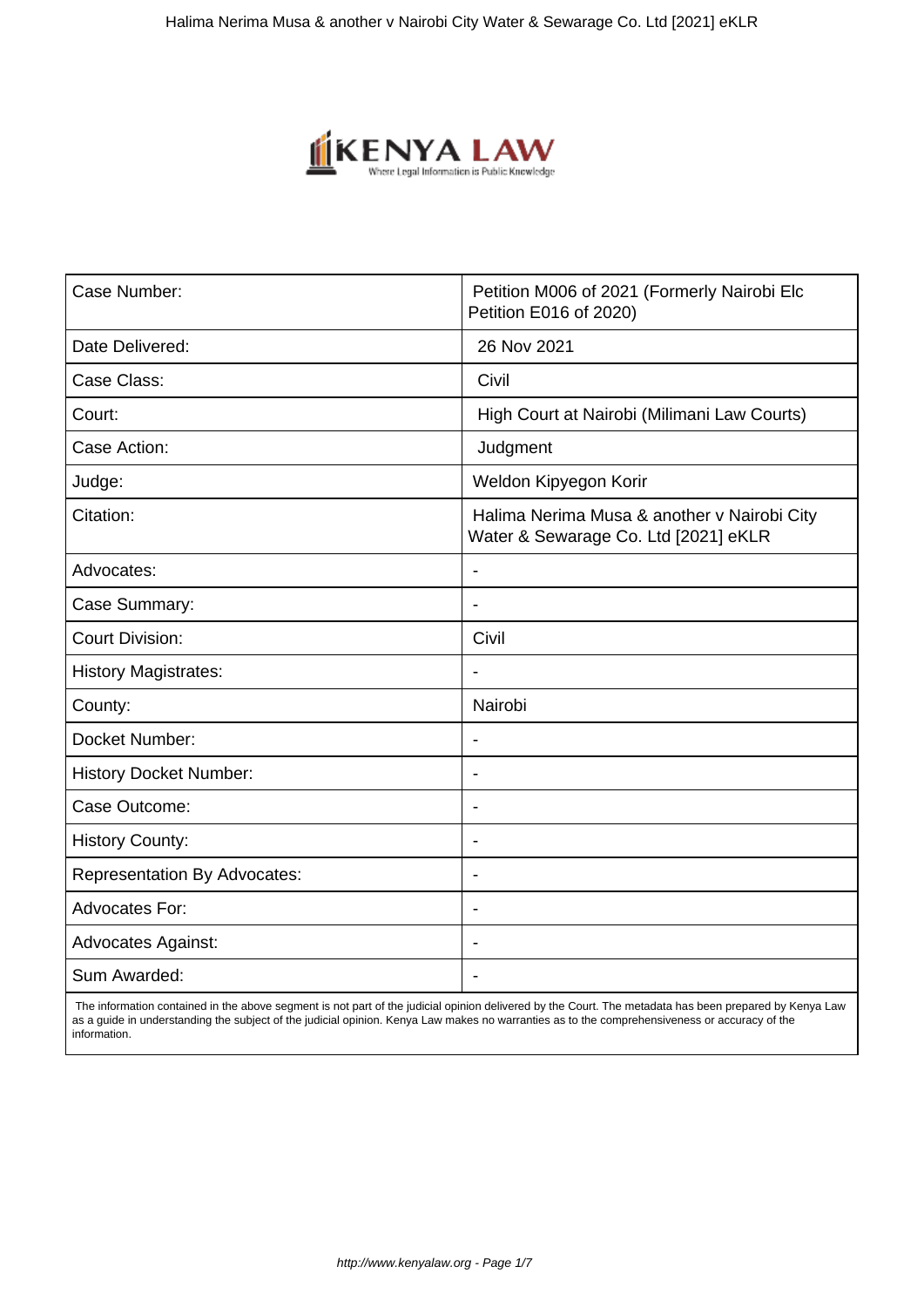| Case Number: | Petition M006 of 2021 (Formerly Nairobi Elc Petition E016 of 2020) |
|---|---|
| Date Delivered: | 26 Nov 2021 |
| Case Class: | Civil |
| Court: | High Court at Nairobi (Milimani Law Courts) |
| Case Action: | Judgment |
| Judge: | Weldon Kipyegon Korir |
| Citation: | Halima Nerima Musa & another v Nairobi City Water & Sewarage Co. Ltd [2021] eKLR |
| Advocates: | - |
| Case Summary: | - |
| Court Division: | Civil |
| History Magistrates: | - |
| County: | Nairobi |
| Docket Number: | - |
| History Docket Number: | - |
| Case Outcome: | - |
| History County: | - |
| Representation By Advocates: | - |
| Advocates For: | - |
| Advocates Against: | - |
| Sum Awarded: | - |

The information contained in the above segment is not part of the judicial opinion delivered by the Court. The metadata has been prepared by Kenya Law as a guide in understanding the subject of the judicial opinion. Kenya Law makes no warranties as to the comprehensiveness or accuracy of the information.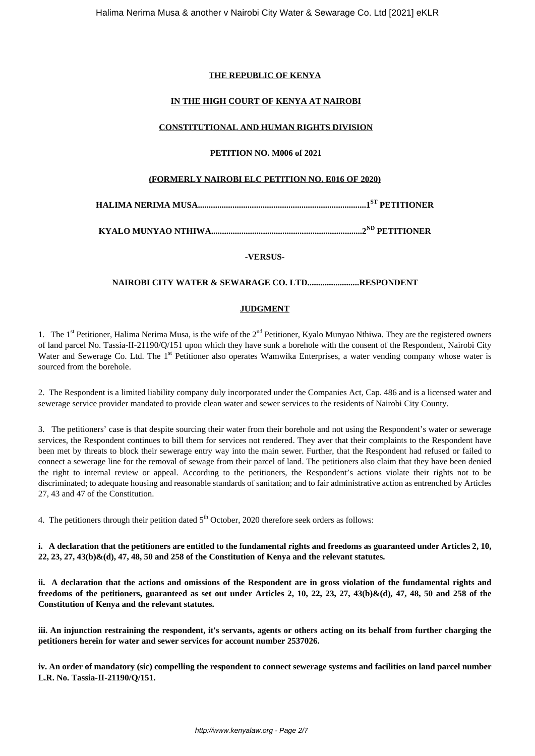**THE REPUBLIC OF KENYA**

**IN THE HIGH COURT OF KENYA AT NAIROBI**

**CONSTITUTIONAL AND HUMAN RIGHTS DIVISION**

**PETITION NO. M006 of 2021**

**(FORMERLY NAIROBI ELC PETITION NO. E016 OF 2020)**

**HALIMA NERIMA MUSA..............................................................................1[ST] PETITIONER**

**KYALO MUNYAO NTHIWA......................................................................2[ND] PETITIONER**

**-VERSUS-**

**NAIROBI CITY WATER & SEWARAGE CO. LTD........................RESPONDENT**

**JUDGMENT**

1. The 1[st] Petitioner, Halima Nerima Musa, is the wife of the 2[nd] Petitioner, Kyalo Munyao Nthiwa. They are the registered owners of land parcel No. Tassia-II-21190/Q/151 upon which they have sunk a borehole with the consent of the Respondent, Nairobi City Water and Sewerage Co. Ltd. The 1[st] Petitioner also operates Wamwika Enterprises, a water vending company whose water is sourced from the borehole.

2. The Respondent is a limited liability company duly incorporated under the Companies Act, Cap. 486 and is a licensed water and sewerage service provider mandated to provide clean water and sewer services to the residents of Nairobi City County.

3. The petitioners' case is that despite sourcing their water from their borehole and not using the Respondent's water or sewerage services, the Respondent continues to bill them for services not rendered. They aver that their complaints to the Respondent have been met by threats to block their sewerage entry way into the main sewer. Further, that the Respondent had refused or failed to connect a sewerage line for the removal of sewage from their parcel of land. The petitioners also claim that they have been denied the right to internal review or appeal. According to the petitioners, the Respondent's actions violate their rights not to be discriminated; to adequate housing and reasonable standards of sanitation; and to fair administrative action as entrenched by Articles 27, 43 and 47 of the Constitution.

4. The petitioners through their petition dated 5[th] October, 2020 therefore seek orders as follows:

**i. A declaration that the petitioners are entitled to the fundamental rights and freedoms as guaranteed under Articles 2, 10, 22, 23, 27, 43(b)&(d), 47, 48, 50 and 258 of the Constitution of Kenya and the relevant statutes.**

**ii. A declaration that the actions and omissions of the Respondent are in gross violation of the fundamental rights and freedoms of the petitioners, guaranteed as set out under Articles 2, 10, 22, 23, 27, 43(b)&(d), 47, 48, 50 and 258 of the Constitution of Kenya and the relevant statutes.**

**iii. An injunction restraining the respondent, it's servants, agents or others acting on its behalf from further charging the petitioners herein for water and sewer services for account number 2537026.**

**iv. An order of mandatory (sic) compelling the respondent to connect sewerage systems and facilities on land parcel number L.R. No. Tassia-II-21190/Q/151.**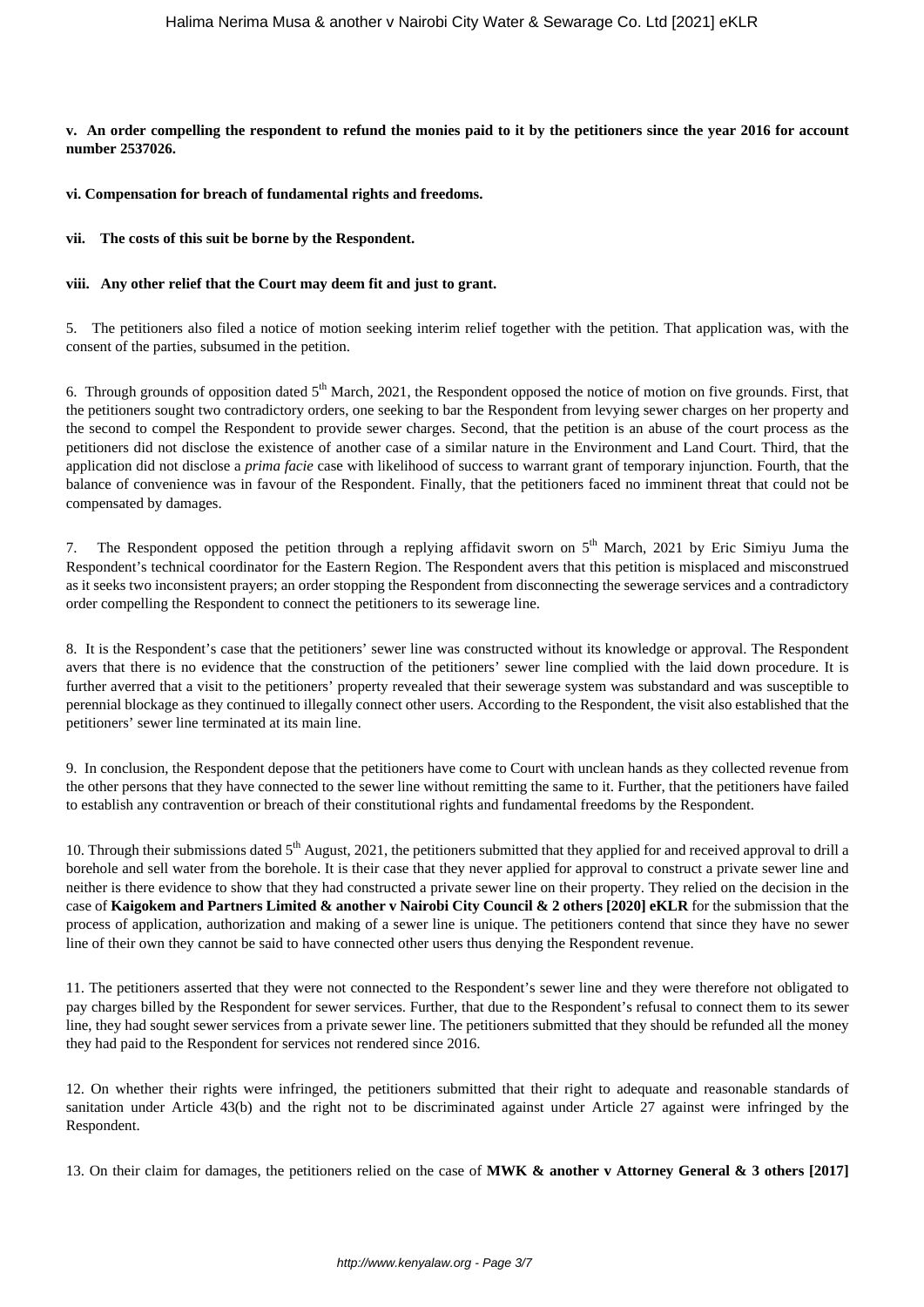**v. An order compelling the respondent to refund the monies paid to it by the petitioners since the year 2016 for account number 2537026.**

**vi. Compensation for breach of fundamental rights and freedoms.**

**vii. The costs of this suit be borne by the Respondent.**

**viii. Any other relief that the Court may deem fit and just to grant.**

5. The petitioners also filed a notice of motion seeking interim relief together with the petition. That application was, with the consent of the parties, subsumed in the petition.

6. Through grounds of opposition dated 5th March, 2021, the Respondent opposed the notice of motion on five grounds. First, that the petitioners sought two contradictory orders, one seeking to bar the Respondent from levying sewer charges on her property and the second to compel the Respondent to provide sewer charges. Second, that the petition is an abuse of the court process as the petitioners did not disclose the existence of another case of a similar nature in the Environment and Land Court. Third, that the application did not disclose a *prima facie* case with likelihood of success to warrant grant of temporary injunction. Fourth, that the balance of convenience was in favour of the Respondent. Finally, that the petitioners faced no imminent threat that could not be compensated by damages.

7. The Respondent opposed the petition through a replying affidavit sworn on 5th March, 2021 by Eric Simiyu Juma the Respondent's technical coordinator for the Eastern Region. The Respondent avers that this petition is misplaced and misconstrued as it seeks two inconsistent prayers; an order stopping the Respondent from disconnecting the sewerage services and a contradictory order compelling the Respondent to connect the petitioners to its sewerage line.

8. It is the Respondent's case that the petitioners' sewer line was constructed without its knowledge or approval. The Respondent avers that there is no evidence that the construction of the petitioners' sewer line complied with the laid down procedure. It is further averred that a visit to the petitioners' property revealed that their sewerage system was substandard and was susceptible to perennial blockage as they continued to illegally connect other users. According to the Respondent, the visit also established that the petitioners' sewer line terminated at its main line.

9. In conclusion, the Respondent depose that the petitioners have come to Court with unclean hands as they collected revenue from the other persons that they have connected to the sewer line without remitting the same to it. Further, that the petitioners have failed to establish any contravention or breach of their constitutional rights and fundamental freedoms by the Respondent.

10. Through their submissions dated 5th August, 2021, the petitioners submitted that they applied for and received approval to drill a borehole and sell water from the borehole. It is their case that they never applied for approval to construct a private sewer line and neither is there evidence to show that they had constructed a private sewer line on their property. They relied on the decision in the case of **Kaigokem and Partners Limited & another v Nairobi City Council & 2 others [2020] eKLR** for the submission that the process of application, authorization and making of a sewer line is unique. The petitioners contend that since they have no sewer line of their own they cannot be said to have connected other users thus denying the Respondent revenue.

11. The petitioners asserted that they were not connected to the Respondent's sewer line and they were therefore not obligated to pay charges billed by the Respondent for sewer services. Further, that due to the Respondent's refusal to connect them to its sewer line, they had sought sewer services from a private sewer line. The petitioners submitted that they should be refunded all the money they had paid to the Respondent for services not rendered since 2016.

12. On whether their rights were infringed, the petitioners submitted that their right to adequate and reasonable standards of sanitation under Article 43(b) and the right not to be discriminated against under Article 27 against were infringed by the Respondent.

13. On their claim for damages, the petitioners relied on the case of **MWK & another v Attorney General & 3 others [2017]**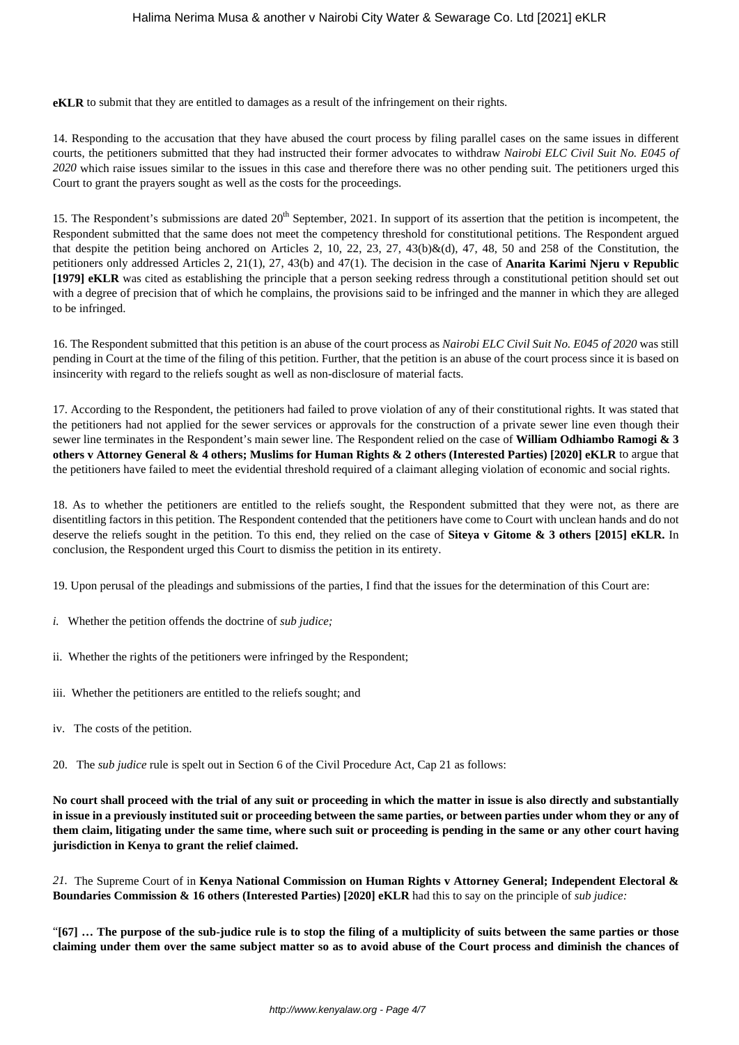**eKLR** to submit that they are entitled to damages as a result of the infringement on their rights.

14. Responding to the accusation that they have abused the court process by filing parallel cases on the same issues in different courts, the petitioners submitted that they had instructed their former advocates to withdraw *Nairobi ELC Civil Suit No. E045 of 2020* which raise issues similar to the issues in this case and therefore there was no other pending suit. The petitioners urged this Court to grant the prayers sought as well as the costs for the proceedings.

15. The Respondent's submissions are dated 20th September, 2021. In support of its assertion that the petition is incompetent, the Respondent submitted that the same does not meet the competency threshold for constitutional petitions. The Respondent argued that despite the petition being anchored on Articles 2, 10, 22, 23, 27, 43(b)&(d), 47, 48, 50 and 258 of the Constitution, the petitioners only addressed Articles 2, 21(1), 27, 43(b) and 47(1). The decision in the case of **Anarita Karimi Njeru v Republic [1979] eKLR** was cited as establishing the principle that a person seeking redress through a constitutional petition should set out with a degree of precision that of which he complains, the provisions said to be infringed and the manner in which they are alleged to be infringed.

16. The Respondent submitted that this petition is an abuse of the court process as *Nairobi ELC Civil Suit No. E045 of 2020* was still pending in Court at the time of the filing of this petition. Further, that the petition is an abuse of the court process since it is based on insincerity with regard to the reliefs sought as well as non-disclosure of material facts.

17. According to the Respondent, the petitioners had failed to prove violation of any of their constitutional rights. It was stated that the petitioners had not applied for the sewer services or approvals for the construction of a private sewer line even though their sewer line terminates in the Respondent's main sewer line. The Respondent relied on the case of **William Odhiambo Ramogi & 3 others v Attorney General & 4 others; Muslims for Human Rights & 2 others (Interested Parties) [2020] eKLR** to argue that the petitioners have failed to meet the evidential threshold required of a claimant alleging violation of economic and social rights.

18. As to whether the petitioners are entitled to the reliefs sought, the Respondent submitted that they were not, as there are disentitling factors in this petition. The Respondent contended that the petitioners have come to Court with unclean hands and do not deserve the reliefs sought in the petition. To this end, they relied on the case of **Siteya v Gitome & 3 others [2015] eKLR.** In conclusion, the Respondent urged this Court to dismiss the petition in its entirety.

19. Upon perusal of the pleadings and submissions of the parties, I find that the issues for the determination of this Court are:

*i.* Whether the petition offends the doctrine of *sub judice;*

ii. Whether the rights of the petitioners were infringed by the Respondent;

iii. Whether the petitioners are entitled to the reliefs sought; and

iv. The costs of the petition.

20. The *sub judice* rule is spelt out in Section 6 of the Civil Procedure Act, Cap 21 as follows:

**No court shall proceed with the trial of any suit or proceeding in which the matter in issue is also directly and substantially in issue in a previously instituted suit or proceeding between the same parties, or between parties under whom they or any of them claim, litigating under the same time, where such suit or proceeding is pending in the same or any other court having jurisdiction in Kenya to grant the relief claimed.**

*21.* The Supreme Court of in **Kenya National Commission on Human Rights v Attorney General; Independent Electoral & Boundaries Commission & 16 others (Interested Parties) [2020] eKLR** had this to say on the principle of *sub judice:*

"**[67] … The purpose of the sub-judice rule is to stop the filing of a multiplicity of suits between the same parties or those claiming under them over the same subject matter so as to avoid abuse of the Court process and diminish the chances of**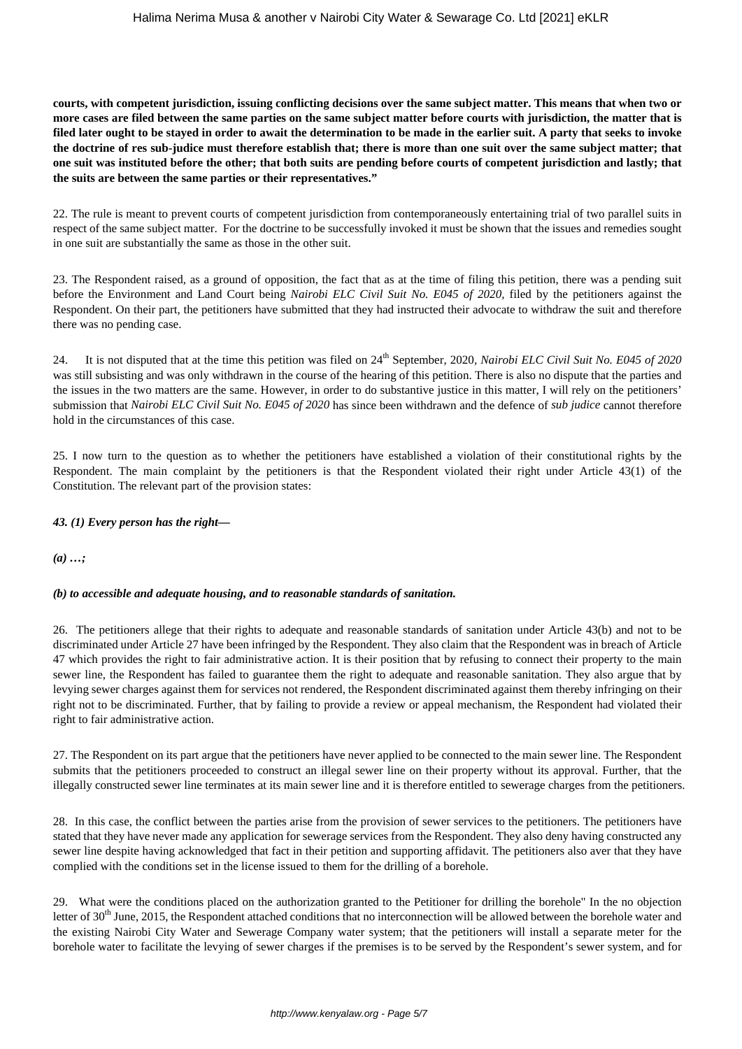**courts, with competent jurisdiction, issuing conflicting decisions over the same subject matter. This means that when two or more cases are filed between the same parties on the same subject matter before courts with jurisdiction, the matter that is filed later ought to be stayed in order to await the determination to be made in the earlier suit. A party that seeks to invoke the doctrine of res sub-judice must therefore establish that; there is more than one suit over the same subject matter; that one suit was instituted before the other; that both suits are pending before courts of competent jurisdiction and lastly; that the suits are between the same parties or their representatives."**

22. The rule is meant to prevent courts of competent jurisdiction from contemporaneously entertaining trial of two parallel suits in respect of the same subject matter. For the doctrine to be successfully invoked it must be shown that the issues and remedies sought in one suit are substantially the same as those in the other suit.

23. The Respondent raised, as a ground of opposition, the fact that as at the time of filing this petition, there was a pending suit before the Environment and Land Court being *Nairobi ELC Civil Suit No. E045 of 2020*, filed by the petitioners against the Respondent. On their part, the petitioners have submitted that they had instructed their advocate to withdraw the suit and therefore there was no pending case.

24. It is not disputed that at the time this petition was filed on 24th September, 2020, *Nairobi ELC Civil Suit No. E045 of 2020* was still subsisting and was only withdrawn in the course of the hearing of this petition. There is also no dispute that the parties and the issues in the two matters are the same. However, in order to do substantive justice in this matter, I will rely on the petitioners' submission that *Nairobi ELC Civil Suit No. E045 of 2020* has since been withdrawn and the defence of *sub judice* cannot therefore hold in the circumstances of this case.

25. I now turn to the question as to whether the petitioners have established a violation of their constitutional rights by the Respondent. The main complaint by the petitioners is that the Respondent violated their right under Article 43(1) of the Constitution. The relevant part of the provision states:

***43. (1) Every person has the right—***

***(a) …;***

***(b) to accessible and adequate housing, and to reasonable standards of sanitation.***

26. The petitioners allege that their rights to adequate and reasonable standards of sanitation under Article 43(b) and not to be discriminated under Article 27 have been infringed by the Respondent. They also claim that the Respondent was in breach of Article 47 which provides the right to fair administrative action. It is their position that by refusing to connect their property to the main sewer line, the Respondent has failed to guarantee them the right to adequate and reasonable sanitation. They also argue that by levying sewer charges against them for services not rendered, the Respondent discriminated against them thereby infringing on their right not to be discriminated. Further, that by failing to provide a review or appeal mechanism, the Respondent had violated their right to fair administrative action.

27. The Respondent on its part argue that the petitioners have never applied to be connected to the main sewer line. The Respondent submits that the petitioners proceeded to construct an illegal sewer line on their property without its approval. Further, that the illegally constructed sewer line terminates at its main sewer line and it is therefore entitled to sewerage charges from the petitioners.

28. In this case, the conflict between the parties arise from the provision of sewer services to the petitioners. The petitioners have stated that they have never made any application for sewerage services from the Respondent. They also deny having constructed any sewer line despite having acknowledged that fact in their petition and supporting affidavit. The petitioners also aver that they have complied with the conditions set in the license issued to them for the drilling of a borehole.

29. What were the conditions placed on the authorization granted to the Petitioner for drilling the borehole" In the no objection letter of 30th June, 2015, the Respondent attached conditions that no interconnection will be allowed between the borehole water and the existing Nairobi City Water and Sewerage Company water system; that the petitioners will install a separate meter for the borehole water to facilitate the levying of sewer charges if the premises is to be served by the Respondent's sewer system, and for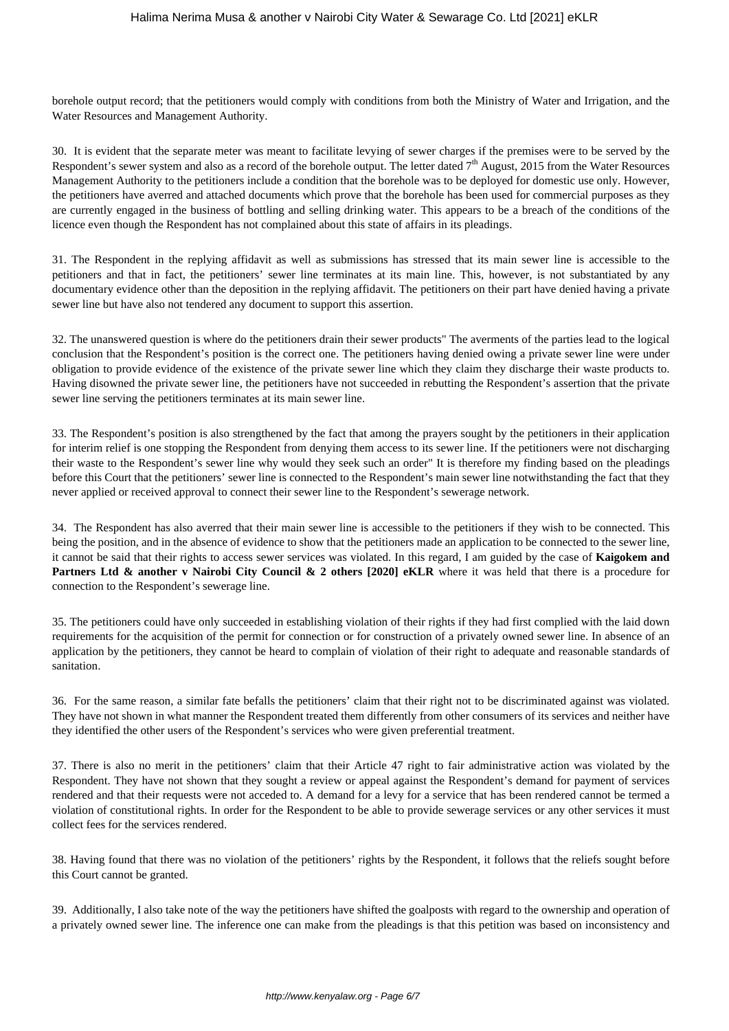borehole output record; that the petitioners would comply with conditions from both the Ministry of Water and Irrigation, and the Water Resources and Management Authority.

30. It is evident that the separate meter was meant to facilitate levying of sewer charges if the premises were to be served by the Respondent's sewer system and also as a record of the borehole output. The letter dated 7th August, 2015 from the Water Resources Management Authority to the petitioners include a condition that the borehole was to be deployed for domestic use only. However, the petitioners have averred and attached documents which prove that the borehole has been used for commercial purposes as they are currently engaged in the business of bottling and selling drinking water. This appears to be a breach of the conditions of the licence even though the Respondent has not complained about this state of affairs in its pleadings.

31. The Respondent in the replying affidavit as well as submissions has stressed that its main sewer line is accessible to the petitioners and that in fact, the petitioners' sewer line terminates at its main line. This, however, is not substantiated by any documentary evidence other than the deposition in the replying affidavit. The petitioners on their part have denied having a private sewer line but have also not tendered any document to support this assertion.

32. The unanswered question is where do the petitioners drain their sewer products" The averments of the parties lead to the logical conclusion that the Respondent's position is the correct one. The petitioners having denied owing a private sewer line were under obligation to provide evidence of the existence of the private sewer line which they claim they discharge their waste products to. Having disowned the private sewer line, the petitioners have not succeeded in rebutting the Respondent's assertion that the private sewer line serving the petitioners terminates at its main sewer line.

33. The Respondent's position is also strengthened by the fact that among the prayers sought by the petitioners in their application for interim relief is one stopping the Respondent from denying them access to its sewer line. If the petitioners were not discharging their waste to the Respondent's sewer line why would they seek such an order" It is therefore my finding based on the pleadings before this Court that the petitioners' sewer line is connected to the Respondent's main sewer line notwithstanding the fact that they never applied or received approval to connect their sewer line to the Respondent's sewerage network.

34. The Respondent has also averred that their main sewer line is accessible to the petitioners if they wish to be connected. This being the position, and in the absence of evidence to show that the petitioners made an application to be connected to the sewer line, it cannot be said that their rights to access sewer services was violated. In this regard, I am guided by the case of **Kaigokem and Partners Ltd & another v Nairobi City Council & 2 others [2020] eKLR** where it was held that there is a procedure for connection to the Respondent's sewerage line.

35. The petitioners could have only succeeded in establishing violation of their rights if they had first complied with the laid down requirements for the acquisition of the permit for connection or for construction of a privately owned sewer line. In absence of an application by the petitioners, they cannot be heard to complain of violation of their right to adequate and reasonable standards of sanitation.

36. For the same reason, a similar fate befalls the petitioners' claim that their right not to be discriminated against was violated. They have not shown in what manner the Respondent treated them differently from other consumers of its services and neither have they identified the other users of the Respondent's services who were given preferential treatment.

37. There is also no merit in the petitioners' claim that their Article 47 right to fair administrative action was violated by the Respondent. They have not shown that they sought a review or appeal against the Respondent's demand for payment of services rendered and that their requests were not acceded to. A demand for a levy for a service that has been rendered cannot be termed a violation of constitutional rights. In order for the Respondent to be able to provide sewerage services or any other services it must collect fees for the services rendered.

38. Having found that there was no violation of the petitioners' rights by the Respondent, it follows that the reliefs sought before this Court cannot be granted.

39. Additionally, I also take note of the way the petitioners have shifted the goalposts with regard to the ownership and operation of a privately owned sewer line. The inference one can make from the pleadings is that this petition was based on inconsistency and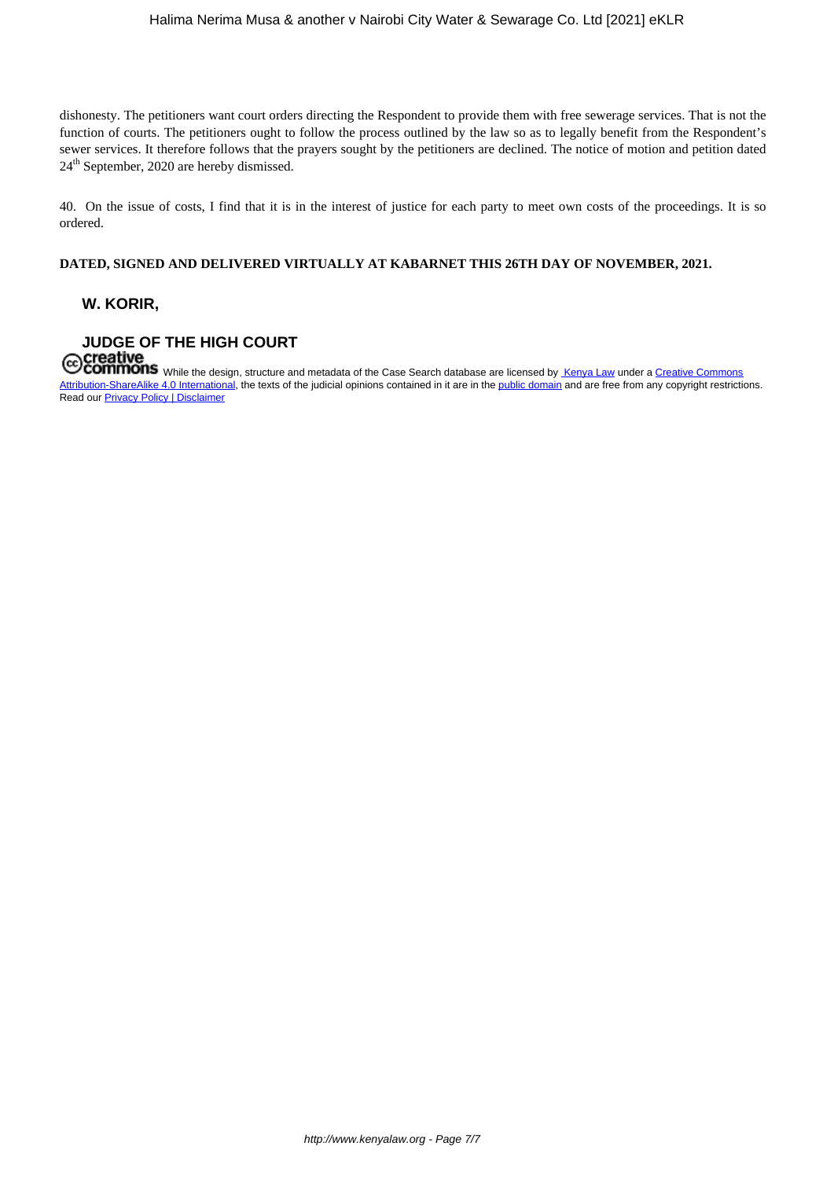dishonesty. The petitioners want court orders directing the Respondent to provide them with free sewerage services. That is not the function of courts. The petitioners ought to follow the process outlined by the law so as to legally benefit from the Respondent's sewer services. It therefore follows that the prayers sought by the petitioners are declined. The notice of motion and petition dated 24th September, 2020 are hereby dismissed.

40. On the issue of costs, I find that it is in the interest of justice for each party to meet own costs of the proceedings. It is so ordered.

**DATED, SIGNED AND DELIVERED VIRTUALLY AT KABARNET THIS 26TH DAY OF NOVEMBER, 2021.**

**W. KORIR,**

**JUDGE OF THE HIGH COURT**

While the design, structure and metadata of the Case Search database are licensed by Kenya Law under a Creative Commons Attribution-ShareAlike 4.0 International, the texts of the judicial opinions contained in it are in the public domain and are free from any copyright restrictions. Read our Privacy Policy | Disclaimer